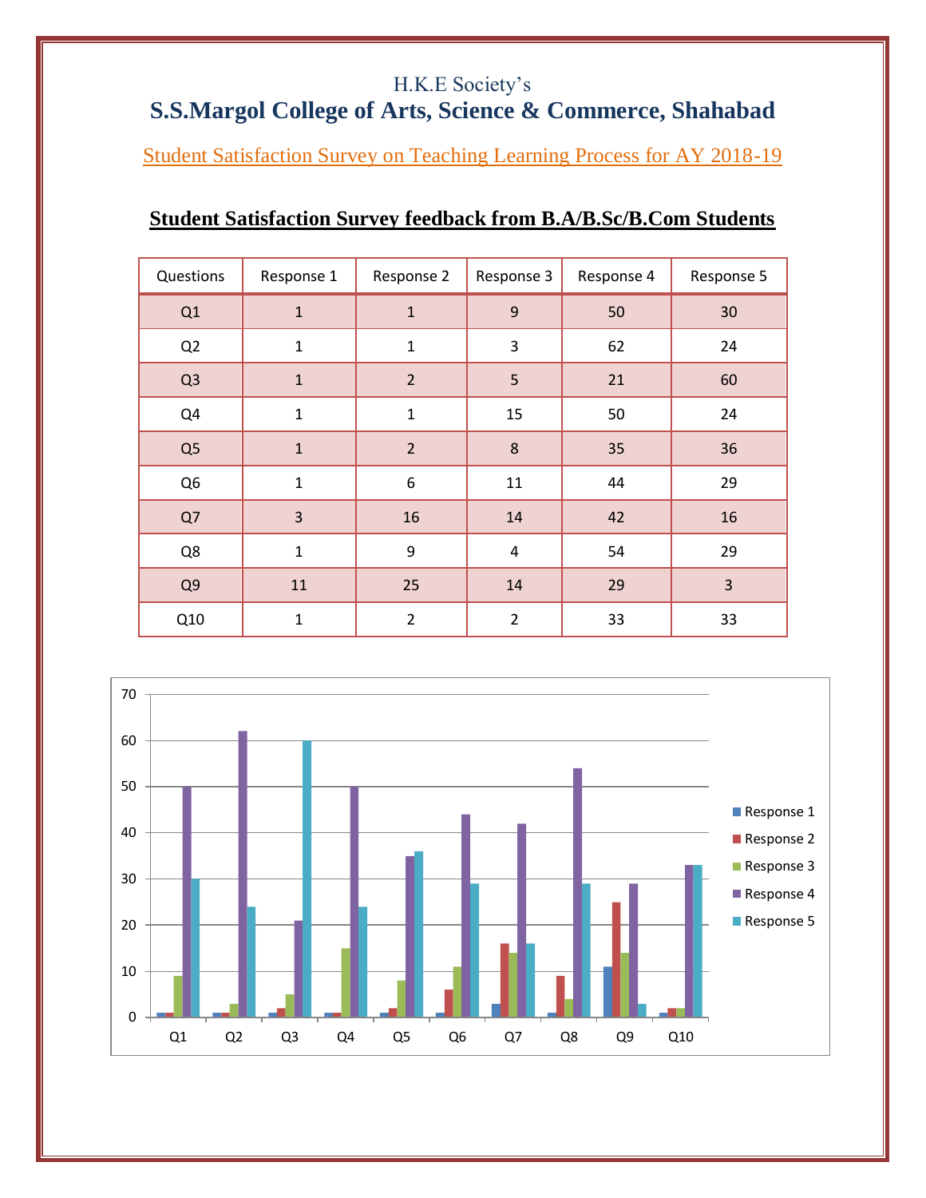H.K.E Society's

# S.S.Margol College of Arts, Science & Commerce, Shahabad

## Student Satisfaction Survey on Teaching Learning Process for AY 2018-19

### Student Satisfaction Survey feedback from B.A/B.Sc/B.Com Students

| Questions | Response 1 | Response 2 | Response 3 | Response 4 | Response 5 |
|---|---|---|---|---|---|
| Q1 | 1 | 1 | 9 | 50 | 30 |
| Q2 | 1 | 1 | 3 | 62 | 24 |
| Q3 | 1 | 2 | 5 | 21 | 60 |
| Q4 | 1 | 1 | 15 | 50 | 24 |
| Q5 | 1 | 2 | 8 | 35 | 36 |
| Q6 | 1 | 6 | 11 | 44 | 29 |
| Q7 | 3 | 16 | 14 | 42 | 16 |
| Q8 | 1 | 9 | 4 | 54 | 29 |
| Q9 | 11 | 25 | 14 | 29 | 3 |
| Q10 | 1 | 2 | 2 | 33 | 33 |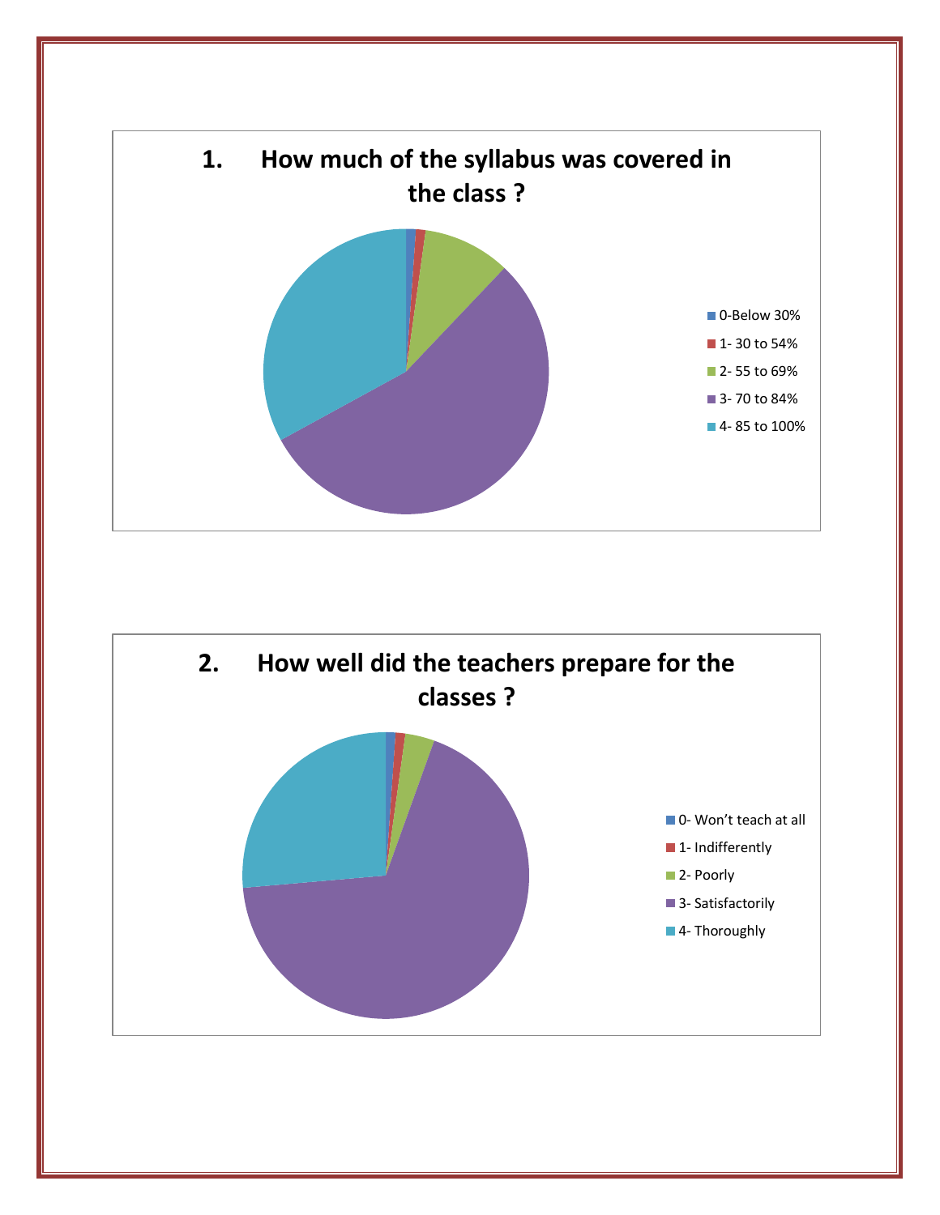## 1. How much of the syllabus was covered in the class ?

- 0-Below 30%
- 1- 30 to 54%
- 2- 55 to 69%
- 3- 70 to 84%
- 4- 85 to 100%

## 2. How well did the teachers prepare for the classes ?

- 0- Won't teach at all
- 1- Indifferently
- 2- Poorly
- 3- Satisfactorily
- 4- Thoroughly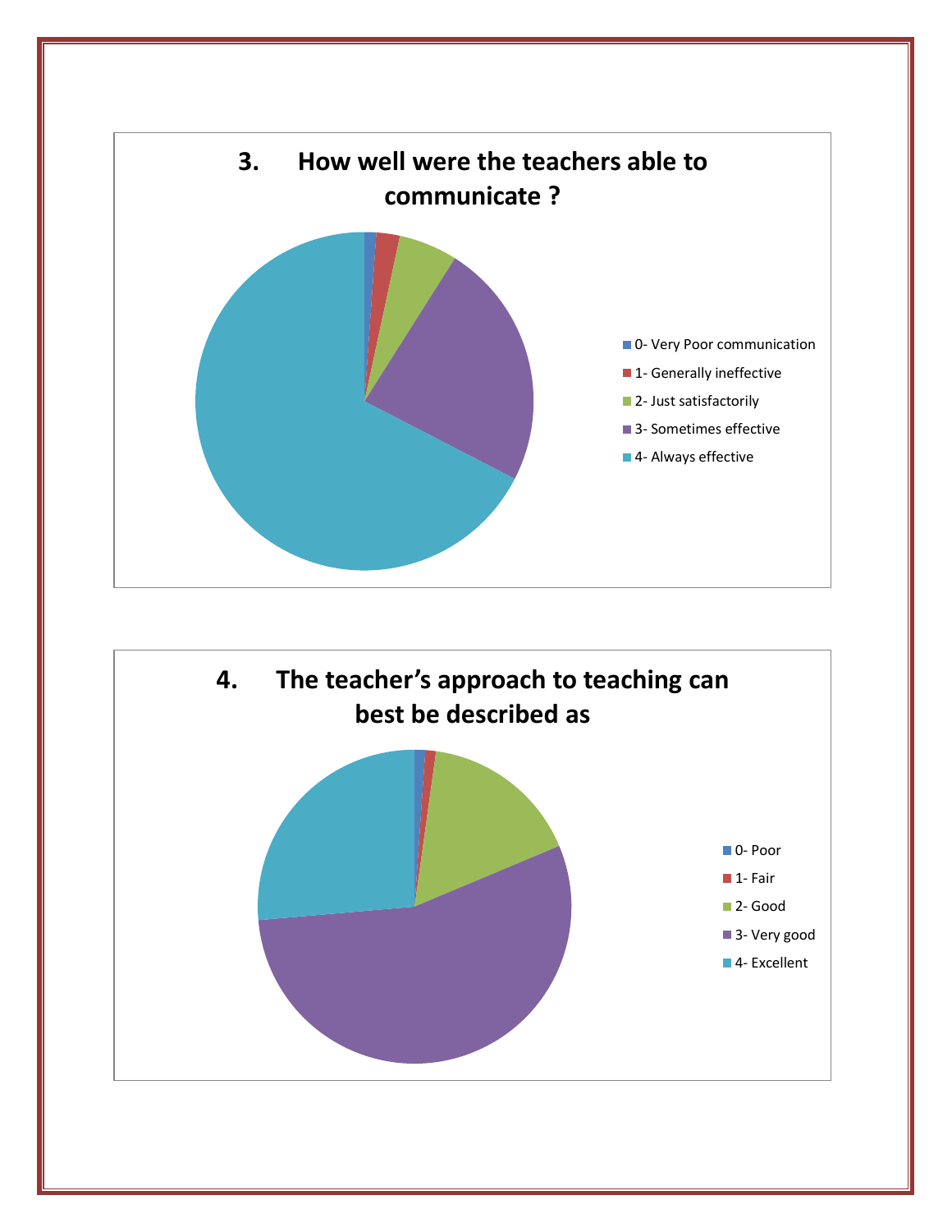### 3. How well were the teachers able to communicate ?

- 0- Very Poor communication
- 1- Generally ineffective
- 2- Just satisfactorily
- 3- Sometimes effective
- 4- Always effective

### 4. The teacher's approach to teaching can best be described as

- 0- Poor
- 1- Fair
- 2- Good
- 3- Very good
- 4- Excellent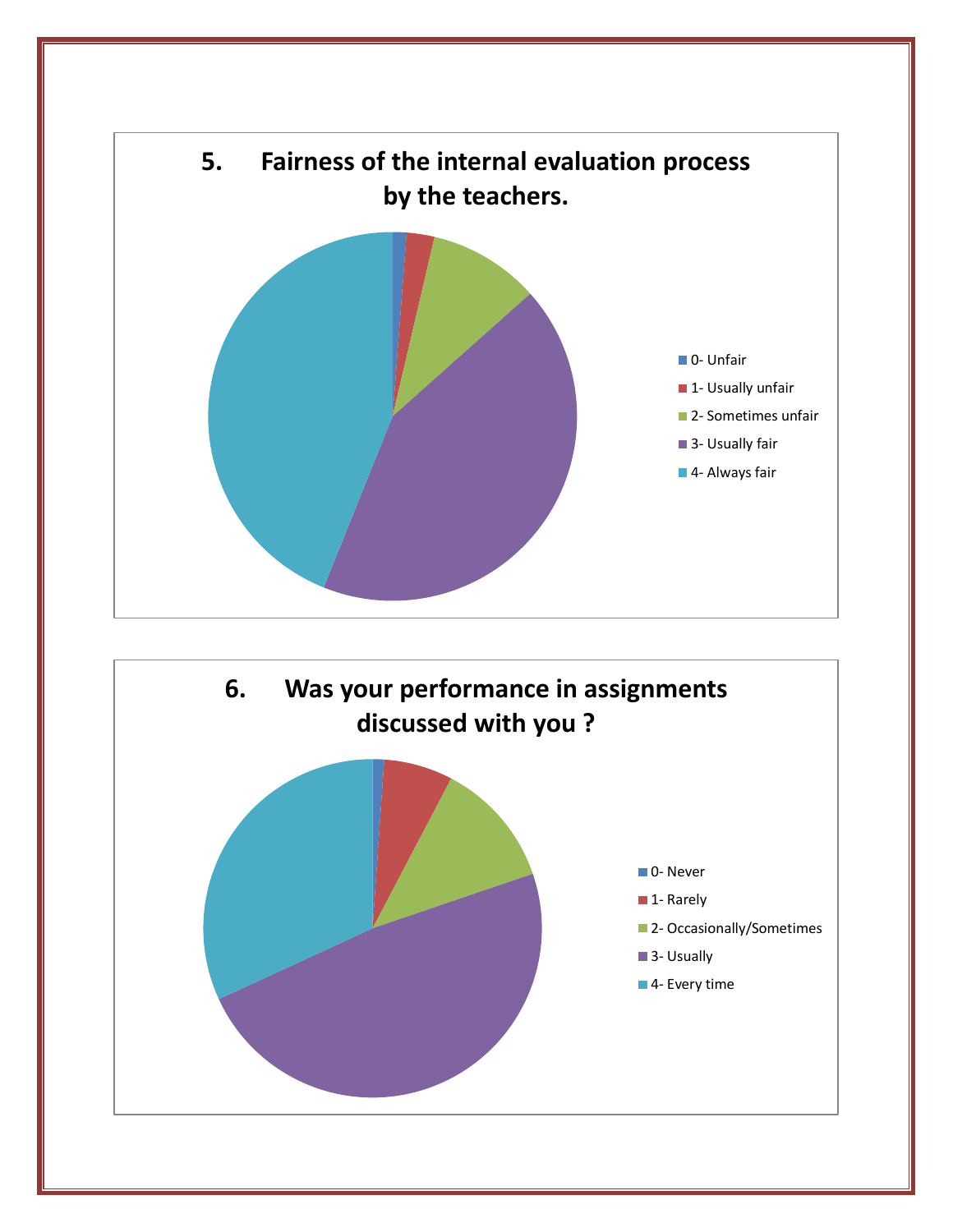## 5. Fairness of the internal evaluation process by the teachers.

- 0- Unfair
- 1- Usually unfair
- 2- Sometimes unfair
- 3- Usually fair
- 4- Always fair

## 6. Was your performance in assignments discussed with you ?

- 0- Never
- 1- Rarely
- 2- Occasionally/Sometimes
- 3- Usually
- 4- Every time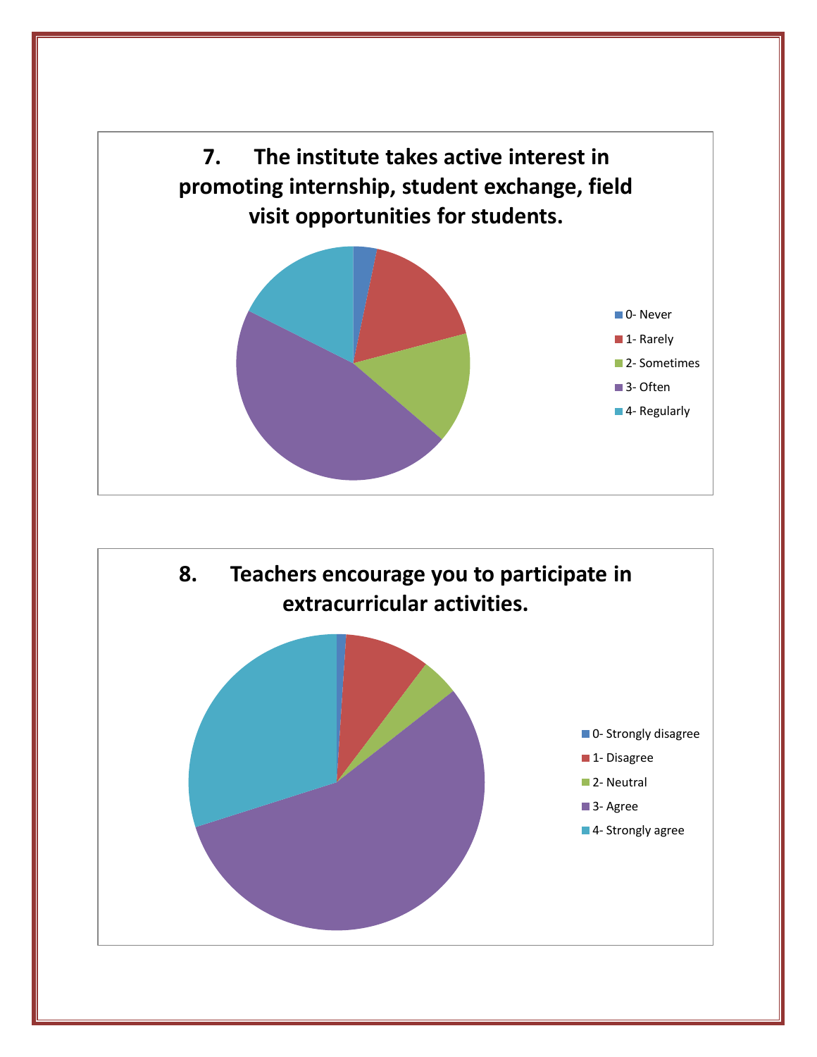## 7. The institute takes active interest in promoting internship, student exchange, field visit opportunities for students.

- 0- Never
- 1- Rarely
- 2- Sometimes
- 3- Often
- 4- Regularly

## 8. Teachers encourage you to participate in extracurricular activities.

- 0- Strongly disagree
- 1- Disagree
- 2- Neutral
- 3- Agree
- 4- Strongly agree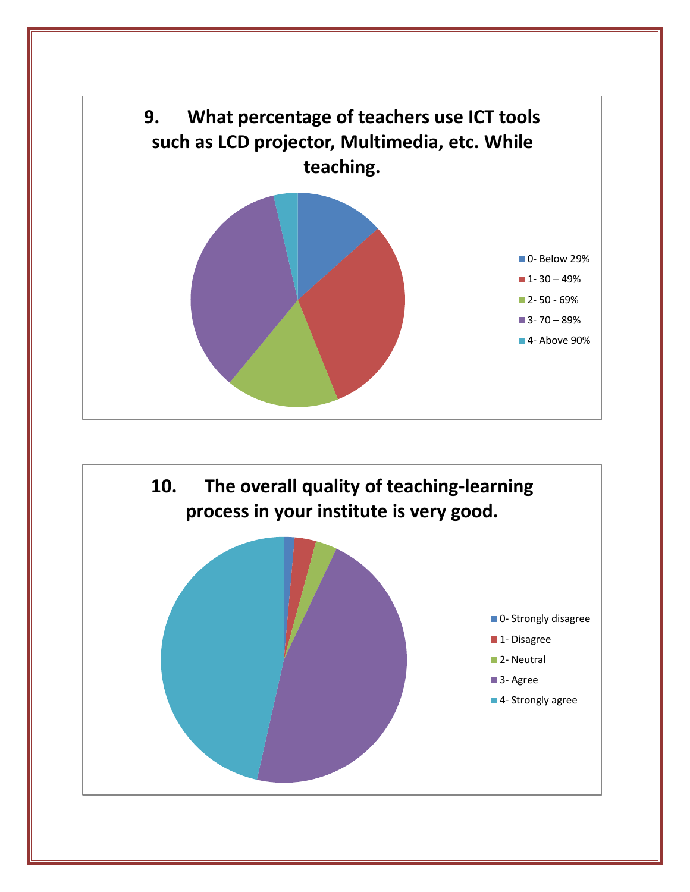9. What percentage of teachers use ICT tools such as LCD projector, Multimedia, etc. While teaching.

0- Below 29%
1- 30 – 49%
2- 50 - 69%
3- 70 – 89%
4- Above 90%

10. The overall quality of teaching-learning process in your institute is very good.

0- Strongly disagree
1- Disagree
2- Neutral
3- Agree
4- Strongly agree